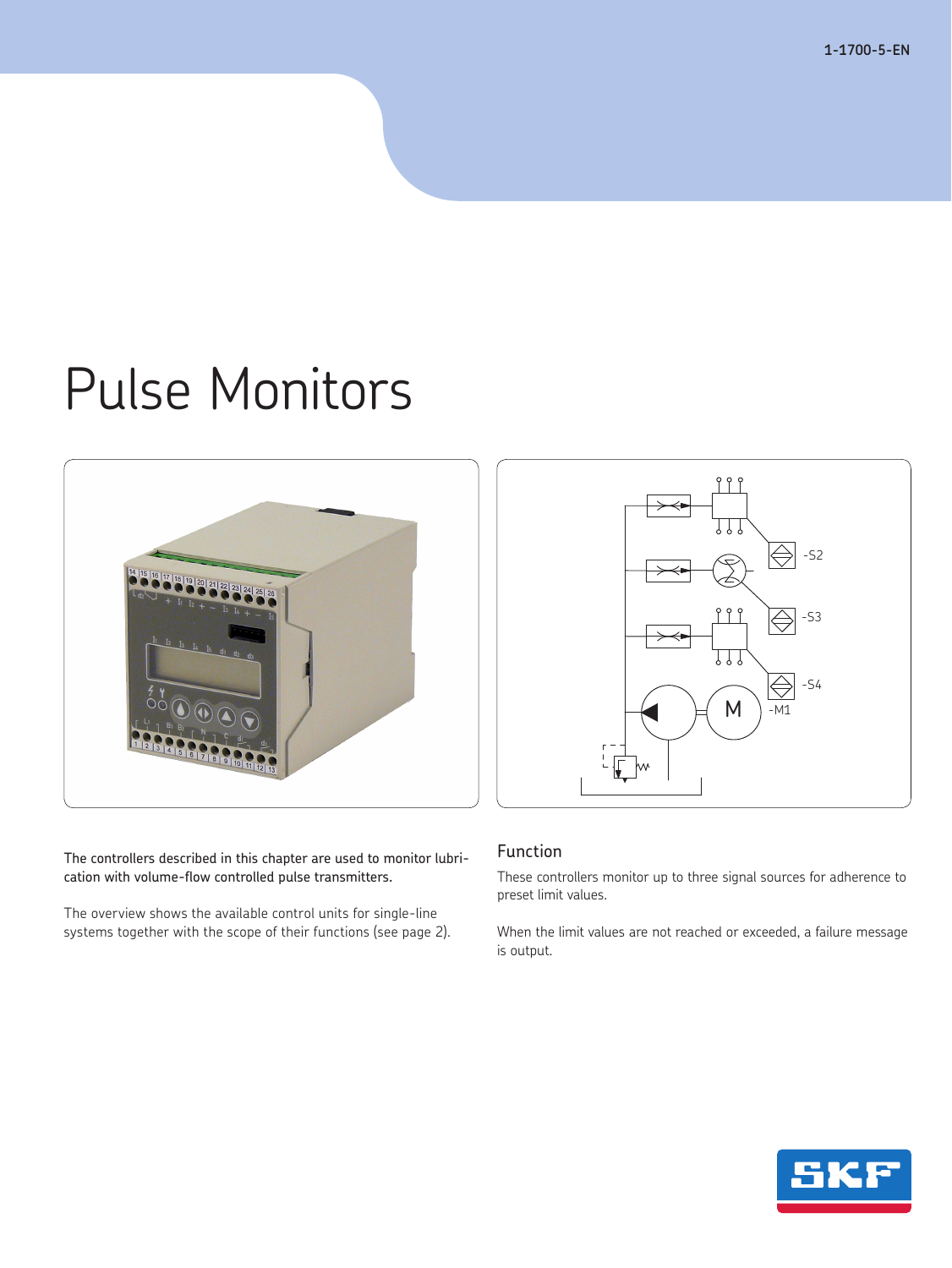1-1700-5-EN

# Pulse Monitors

The controllers described in this chapter are used to monitor lubrication with volume-flow controlled pulse transmitters.

The overview shows the available control units for single-line systems together with the scope of their functions (see page 2).

## Function

These controllers monitor up to three signal sources for adherence to preset limit values.

When the limit values are not reached or exceeded, a failure message is output.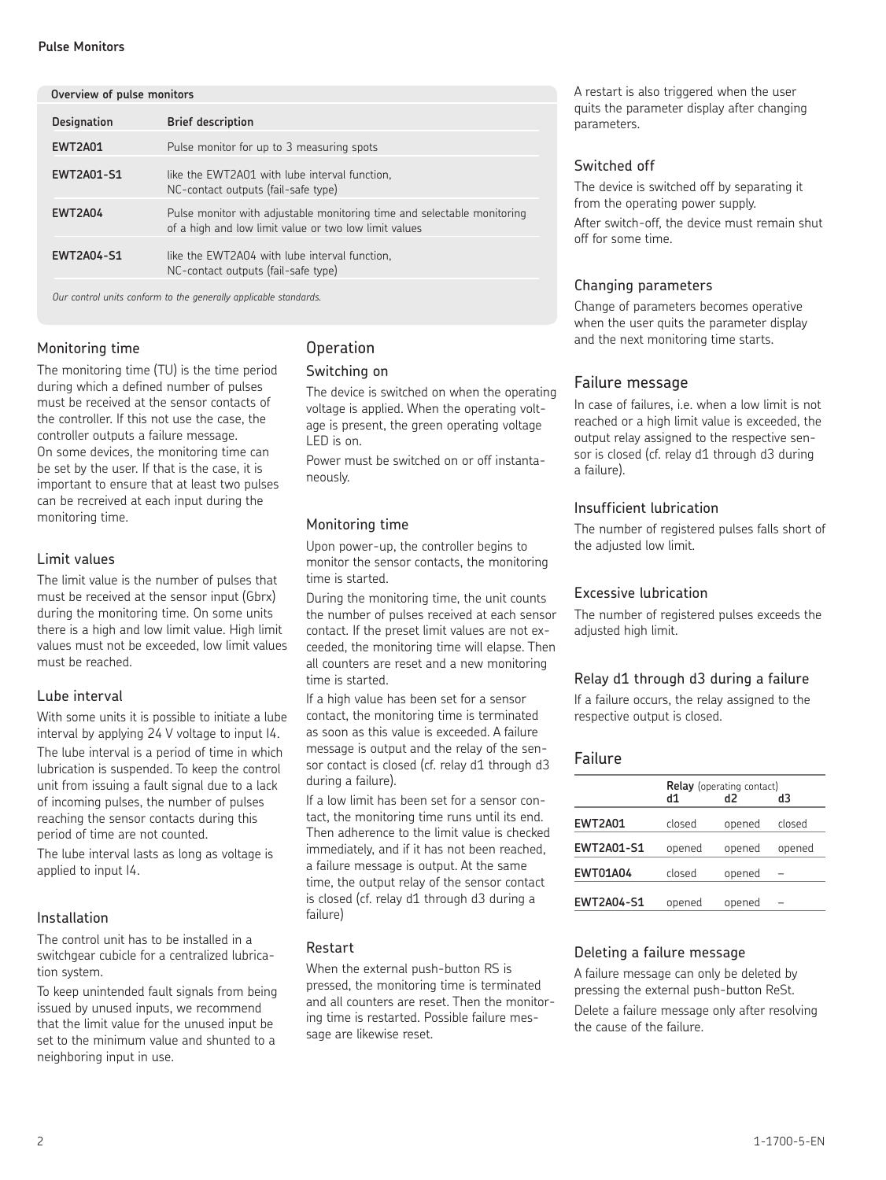## Overview of pulse monitors

| Designation | Brief description |
| --- | --- |
| **EWT2A01** | Pulse monitor for up to 3 measuring spots |
| **EWT2A01-S1** | like the EWT2A01 with lube interval function, NC-contact outputs (fail-safe type) |
| **EWT2A04** | Pulse monitor with adjustable monitoring time and selectable monitoring of a high and low limit value or two low limit values |
| **EWT2A04-S1** | like the EWT2A04 with lube interval function, NC-contact outputs (fail-safe type) |

*Our control units conform to the generally applicable standards.*

## Monitoring time

The monitoring time (TU) is the time period during which a defined number of pulses must be received at the sensor contacts of the controller. If this not use the case, the controller outputs a failure message.
On some devices, the monitoring time can be set by the user. If that is the case, it is important to ensure that at least two pulses can be recreived at each input during the monitoring time.

## Limit values

The limit value is the number of pulses that must be received at the sensor input (Gbrx) during the monitoring time. On some units there is a high and low limit value. High limit values must not be exceeded, low limit values must be reached.

## Lube interval

With some units it is possible to initiate a lube interval by applying 24 V voltage to input I4.

The lube interval is a period of time in which lubrication is suspended. To keep the control unit from issuing a fault signal due to a lack of incoming pulses, the number of pulses reaching the sensor contacts during this period of time are not counted.

The lube interval lasts as long as voltage is applied to input I4.

## Installation

The control unit has to be installed in a switchgear cubicle for a centralized lubrication system.

To keep unintended fault signals from being issued by unused inputs, we recommend that the limit value for the unused input be set to the minimum value and shunted to a neighboring input in use.

# Operation

## Switching on

The device is switched on when the operating voltage is applied. When the operating voltage is present, the green operating voltage LED is on.

Power must be switched on or off instantaneously.

## Monitoring time

Upon power-up, the controller begins to monitor the sensor contacts, the monitoring time is started.

During the monitoring time, the unit counts the number of pulses received at each sensor contact. If the preset limit values are not exceeded, the monitoring time will elapse. Then all counters are reset and a new monitoring time is started.

If a high value has been set for a sensor contact, the monitoring time is terminated as soon as this value is exceeded. A failure message is output and the relay of the sensor contact is closed (cf. relay d1 through d3 during a failure).

If a low limit has been set for a sensor contact, the monitoring time runs until its end. Then adherence to the limit value is checked immediately, and if it has not been reached, a failure message is output. At the same time, the output relay of the sensor contact is closed (cf. relay d1 through d3 during a failure)

## Restart

When the external push-button RS is pressed, the monitoring time is terminated and all counters are reset. Then the monitoring time is restarted. Possible failure message are likewise reset.

A restart is also triggered when the user quits the parameter display after changing parameters.

## Switched off

The device is switched off by separating it from the operating power supply.

After switch-off, the device must remain shut off for some time.

## Changing parameters

Change of parameters becomes operative when the user quits the parameter display and the next monitoring time starts.

## Failure message

In case of failures, i.e. when a low limit is not reached or a high limit value is exceeded, the output relay assigned to the respective sensor is closed (cf. relay d1 through d3 during a failure).

## Insufficient lubrication

The number of registered pulses falls short of the adjusted low limit.

## Excessive lubrication

The number of registered pulses exceeds the adjusted high limit.

## Relay d1 through d3 during a failure

If a failure occurs, the relay assigned to the respective output is closed.

## Failure

| | **Relay** (operating contact) d1 | d2 | d3 |
| --- | --- | --- | --- |
| **EWT2A01** | closed | opened | closed |
| **EWT2A01-S1** | opened | opened | opened |
| **EWT01A04** | closed | opened | – |
| **EWT2A04-S1** | opened | opened | – |

## Deleting a failure message

A failure message can only be deleted by pressing the external push-button ReSt.

Delete a failure message only after resolving the cause of the failure.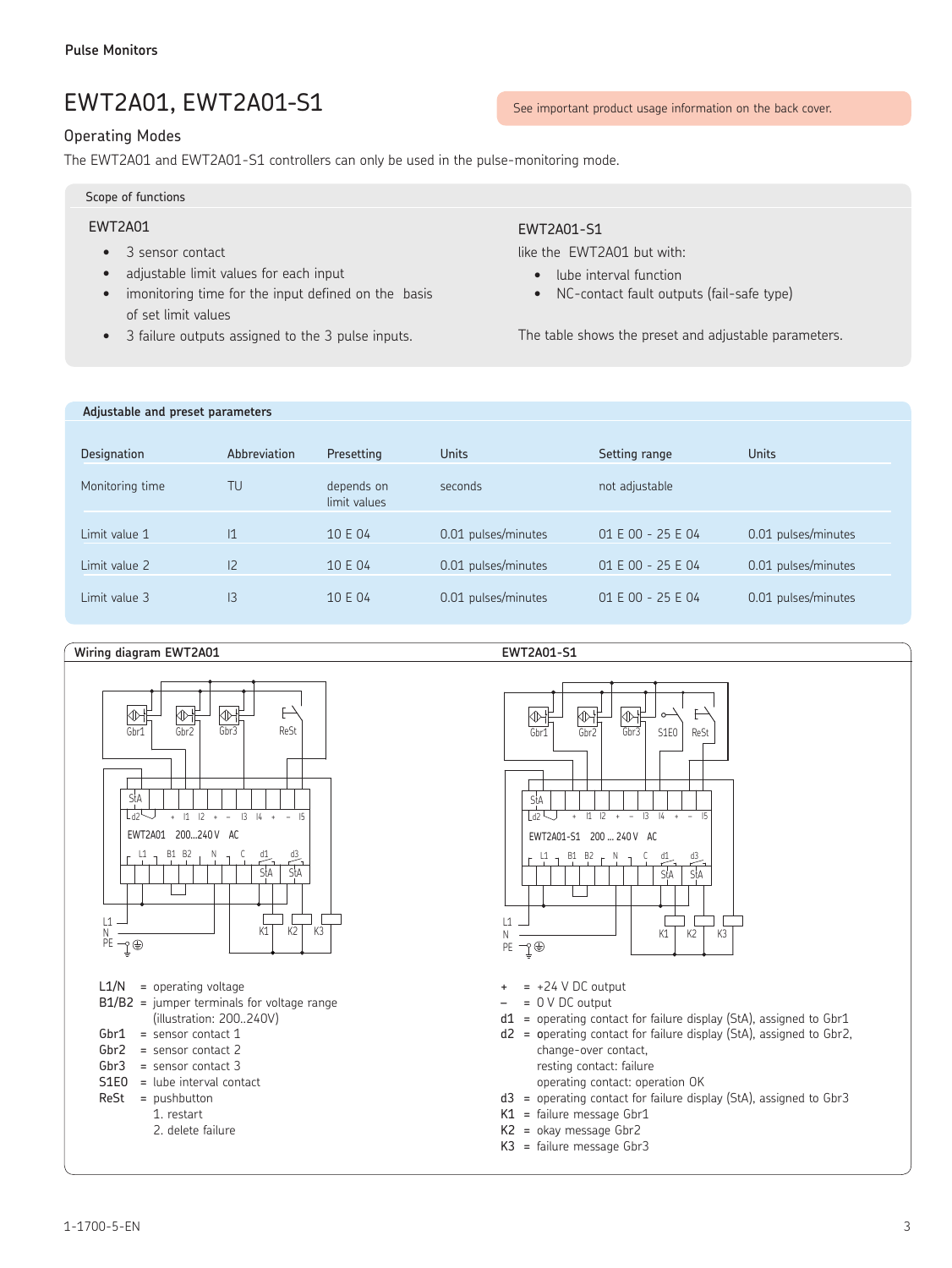## EWT2A01, EWT2A01-S1

See important product usage information on the back cover.

### Operating Modes

The EWT2A01 and EWT2A01-S1 controllers can only be used in the pulse-monitoring mode.

**Scope of functions**

**EWT2A01**

- 3 sensor contact
- adjustable limit values for each input
- imonitoring time for the input defined on the basis of set limit values
- 3 failure outputs assigned to the 3 pulse inputs.

**EWT2A01-S1**

like the EWT2A01 but with:

- lube interval function
- NC-contact fault outputs (fail-safe type)

The table shows the preset and adjustable parameters.

**Adjustable and preset parameters**

| Designation | Abbreviation | Presetting | Units | Setting range | Units |
|---|---|---|---|---|---|
| Monitoring time | TU | depends on limit values | seconds | not adjustable | |
| Limit value 1 | I1 | 10 E 04 | 0.01 pulses/minutes | 01 E 00 - 25 E 04 | 0.01 pulses/minutes |
| Limit value 2 | I2 | 10 E 04 | 0.01 pulses/minutes | 01 E 00 - 25 E 04 | 0.01 pulses/minutes |
| Limit value 3 | I3 | 10 E 04 | 0.01 pulses/minutes | 01 E 00 - 25 E 04 | 0.01 pulses/minutes |

**Wiring diagram EWT2A01**

**EWT2A01-S1**

- L1/N = operating voltage
- B1/B2 = jumper terminals for voltage range (illustration: 200..240V)
- Gbr1 = sensor contact 1
- Gbr2 = sensor contact 2
- Gbr3 = sensor contact 3
- S1E0 = lube interval contact
- ReSt = pushbutton
  1. restart
  2. delete failure

- \+ = +24 V DC output
- – = 0 V DC output
- d1 = operating contact for failure display (StA), assigned to Gbr1
- d2 = operating contact for failure display (StA), assigned to Gbr2, change-over contact, resting contact: failure operating contact: operation OK
- d3 = operating contact for failure display (StA), assigned to Gbr3
- K1 = failure message Gbr1
- K2 = okay message Gbr2
- K3 = failure message Gbr3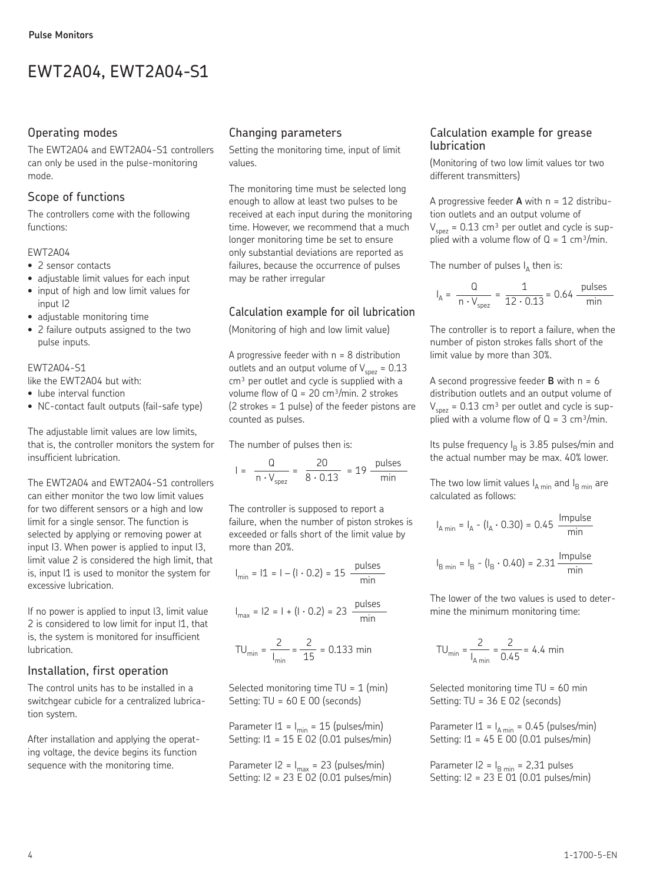Pulse Monitors

# EWT2A04, EWT2A04-S1

## Operating modes

The EWT2A04 and EWT2A04-S1 controllers can only be used in the pulse-monitoring mode.

## Scope of functions

The controllers come with the following functions:

EWT2A04

- 2 sensor contacts
- adjustable limit values for each input
- input of high and low limit values for input I2
- adjustable monitoring time
- 2 failure outputs assigned to the two pulse inputs.

EWT2A04-S1

like the EWT2A04 but with:

- lube interval function
- NC-contact fault outputs (fail-safe type)

The adjustable limit values are low limits, that is, the controller monitors the system for insufficient lubrication.

The EWT2A04 and EWT2A04-S1 controllers can either monitor the two low limit values for two different sensors or a high and low limit for a single sensor. The function is selected by applying or removing power at input I3. When power is applied to input I3, limit value 2 is considered the high limit, that is, input I1 is used to monitor the system for excessive lubrication.

If no power is applied to input I3, limit value 2 is considered to low limit for input I1, that is, the system is monitored for insufficient lubrication.

## Installation, first operation

The control units has to be installed in a switchgear cubicle for a centralized lubrication system.

After installation and applying the operating voltage, the device begins its function sequence with the monitoring time.

## Changing parameters

Setting the monitoring time, input of limit values.

The monitoring time must be selected long enough to allow at least two pulses to be received at each input during the monitoring time. However, we recommend that a much longer monitoring time be set to ensure only substantial deviations are reported as failures, because the occurrence of pulses may be rather irregular

## Calculation example for oil lubrication

(Monitoring of high and low limit value)

A progressive feeder with n = 8 distribution outlets and an output volume of $V_{spez}$ = 0.13 cm³ per outlet and cycle is supplied with a volume flow of Q = 20 cm³/min. 2 strokes (2 strokes = 1 pulse) of the feeder pistons are counted as pulses.

The number of pulses then is:

$$I = \frac{Q}{n \cdot V_{spez}} = \frac{20}{8 \cdot 0.13} = 19 \ \frac{\text{pulses}}{\text{min}}$$

The controller is supposed to report a failure, when the number of piston strokes is exceeded or falls short of the limit value by more than 20%.

$$I_{min} = I1 = I - (I \cdot 0.2) = 15 \ \frac{\text{pulses}}{\text{min}}$$

$$I_{max} = I2 = I + (I \cdot 0.2) = 23 \ \frac{\text{pulses}}{\text{min}}$$

$$TU_{min} = \frac{2}{I_{min}} = \frac{2}{15} = 0.133 \text{ min}$$

Selected monitoring time TU = 1 (min)
Setting: TU = 60 E 00 (seconds)

Parameter I1 = $I_{min}$ = 15 (pulses/min)
Setting: I1 = 15 E 02 (0.01 pulses/min)

Parameter I2 = $I_{max}$ = 23 (pulses/min)
Setting: I2 = 23 E 02 (0.01 pulses/min)

## Calculation example for grease lubrication

(Monitoring of two low limit values tor two different transmitters)

A progressive feeder **A** with n = 12 distribution outlets and an output volume of $V_{spez}$ = 0.13 cm³ per outlet and cycle is supplied with a volume flow of Q = 1 cm³/min.

The number of pulses $I_A$ then is:

$$I_A = \frac{Q}{n \cdot V_{spez}} = \frac{1}{12 \cdot 0.13} = 0.64 \ \frac{\text{pulses}}{\text{min}}$$

The controller is to report a failure, when the number of piston strokes falls short of the limit value by more than 30%.

A second progressive feeder **B** with n = 6 distribution outlets and an output volume of $V_{spez}$ = 0.13 cm³ per outlet and cycle is supplied with a volume flow of Q = 3 cm³/min.

Its pulse frequency $I_B$ is 3.85 pulses/min and the actual number may be max. 40% lower.

The two low limit values $I_{A\,min}$ and $I_{B\,min}$ are calculated as follows:

$$I_{A\,min} = I_A - (I_A \cdot 0.30) = 0.45 \ \frac{\text{Impulse}}{\text{min}}$$

$$I_{B\,min} = I_B - (I_B \cdot 0.40) = 2.31 \ \frac{\text{Impulse}}{\text{min}}$$

The lower of the two values is used to determine the minimum monitoring time:

$$TU_{min} = \frac{2}{I_{A\,min}} = \frac{2}{0.45} = 4.4 \text{ min}$$

Selected monitoring time TU = 60 min
Setting: TU = 36 E 02 (seconds)

Parameter I1 = $I_{A\,min}$ = 0.45 (pulses/min)
Setting: I1 = 45 E 00 (0.01 pulses/min)

Parameter I2 = $I_{B\,min}$ = 2,31 pulses
Setting: I2 = 23 E 01 (0.01 pulses/min)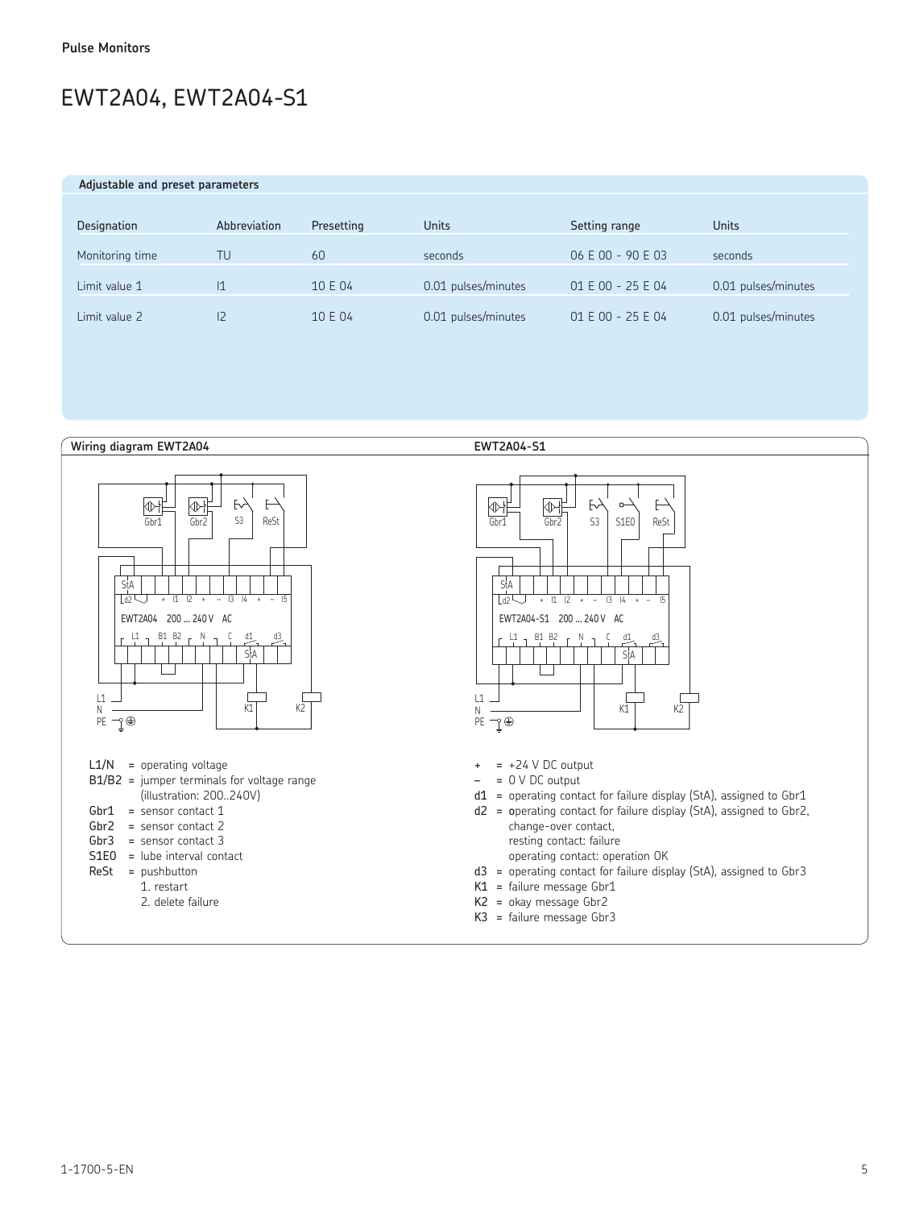**Pulse Monitors**

# EWT2A04, EWT2A04-S1

## Adjustable and preset parameters

| Designation | Abbreviation | Presetting | Units | Setting range | Units |
|---|---|---|---|---|---|
| Monitoring time | TU | 60 | seconds | 06 E 00 - 90 E 03 | seconds |
| Limit value 1 | I1 | 10 E 04 | 0.01 pulses/minutes | 01 E 00 - 25 E 04 | 0.01 pulses/minutes |
| Limit value 2 | I2 | 10 E 04 | 0.01 pulses/minutes | 01 E 00 - 25 E 04 | 0.01 pulses/minutes |

## Wiring diagram EWT2A04

## EWT2A04-S1

- L1/N = operating voltage
- B1/B2 = jumper terminals for voltage range (illustration: 200..240V)
- Gbr1 = sensor contact 1
- Gbr2 = sensor contact 2
- Gbr3 = sensor contact 3
- S1E0 = lube interval contact
- ReSt = pushbutton
  1. restart
  2. delete failure

- \+ = +24 V DC output
- – = 0 V DC output
- d1 = operating contact for failure display (StA), assigned to Gbr1
- d2 = operating contact for failure display (StA), assigned to Gbr2, change-over contact, resting contact: failure operating contact: operation OK
- d3 = operating contact for failure display (StA), assigned to Gbr3
- K1 = failure message Gbr1
- K2 = okay message Gbr2
- K3 = failure message Gbr3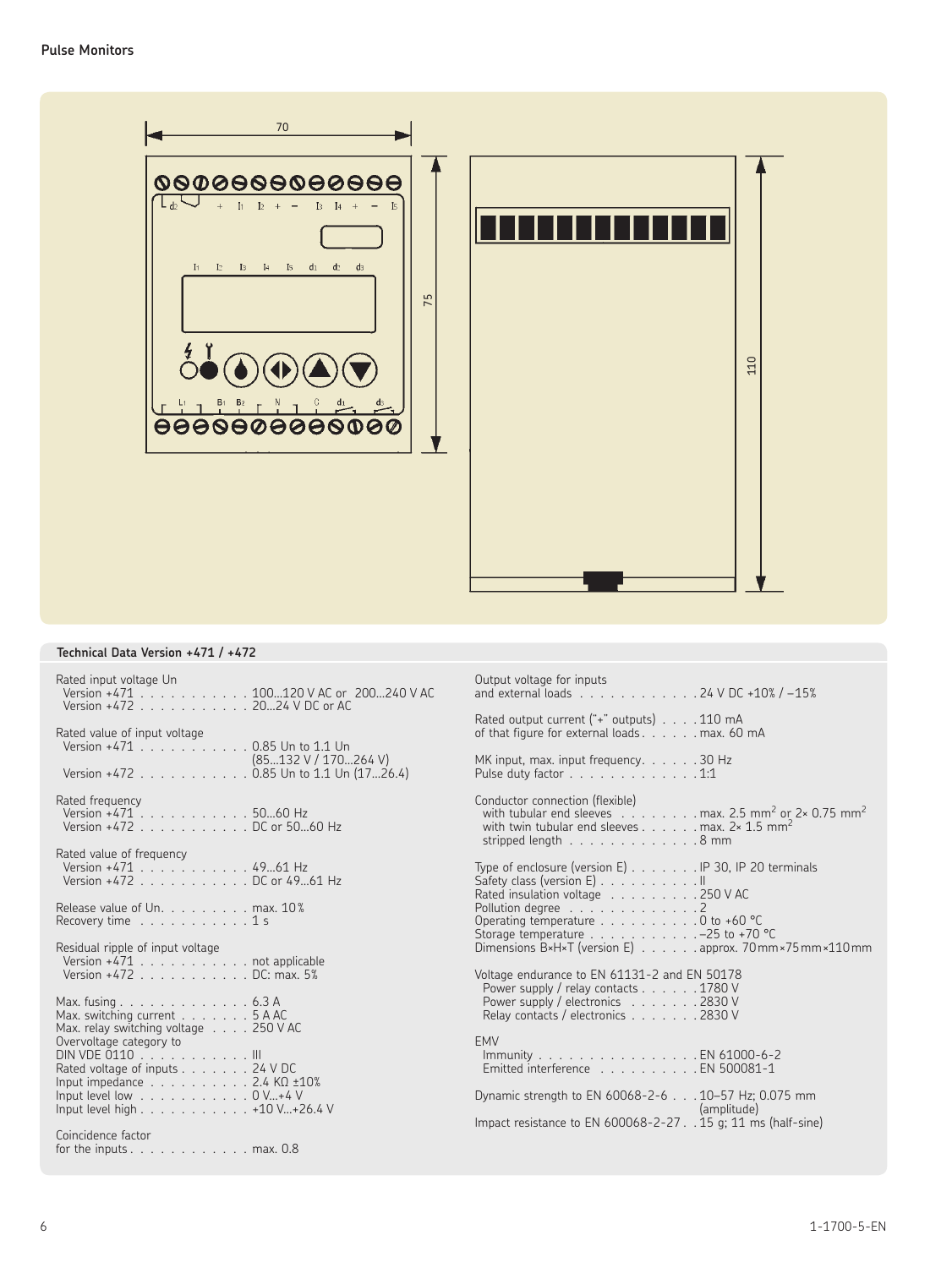## Technical Data Version +471 / +472

| Parameter | Value |
|---|---|
| **Rated input voltage Un** | |
| Version +471 | 100...120 V AC or 200...240 V AC |
| Version +472 | 20...24 V DC or AC |
| **Rated value of input voltage** | |
| Version +471 | 0.85 Un to 1.1 Un (85...132 V / 170...264 V) |
| Version +472 | 0.85 Un to 1.1 Un (17...26.4) |
| **Rated frequency** | |
| Version +471 | 50...60 Hz |
| Version +472 | DC or 50...60 Hz |
| **Rated value of frequency** | |
| Version +471 | 49...61 Hz |
| Version +472 | DC or 49...61 Hz |
| Release value of Un | max. 10 % |
| Recovery time | 1 s |
| **Residual ripple of input voltage** | |
| Version +471 | not applicable |
| Version +472 | DC: max. 5% |
| Max. fusing | 6.3 A |
| Max. switching current | 5 A AC |
| Max. relay switching voltage | 250 V AC |
| Overvoltage category to DIN VDE 0110 | III |
| Rated voltage of inputs | 24 V DC |
| Input impedance | 2.4 KΩ ±10% |
| Input level low | 0 V...+4 V |
| Input level high | +10 V...+26.4 V |
| Coincidence factor for the inputs | max. 0.8 |
| Output voltage for inputs and external loads | 24 V DC +10% / −15% |
| Rated output current ("+" outputs) | 110 mA |
| of that figure for external loads | max. 60 mA |
| MK input, max. input frequency | 30 Hz |
| Pulse duty factor | 1:1 |
| **Conductor connection (flexible)** | |
| with tubular end sleeves | max. 2.5 mm² or 2× 0.75 mm² |
| with twin tubular end sleeves | max. 2× 1.5 mm² |
| stripped length | 8 mm |
| Type of enclosure (version E) | IP 30, IP 20 terminals |
| Safety class (version E) | II |
| Rated insulation voltage | 250 V AC |
| Pollution degree | 2 |
| Operating temperature | 0 to +60 °C |
| Storage temperature | –25 to +70 °C |
| Dimensions B×H×T (version E) | approx. 70 mm × 75 mm × 110 mm |
| **Voltage endurance to EN 61131-2 and EN 50178** | |
| Power supply / relay contacts | 1780 V |
| Power supply / electronics | 2830 V |
| Relay contacts / electronics | 2830 V |
| **EMV** | |
| Immunity | EN 61000-6-2 |
| Emitted interference | EN 500081-1 |
| Dynamic strength to EN 60068-2-6 | 10–57 Hz; 0.075 mm (amplitude) |
| Impact resistance to EN 600068-2-27 | 15 g; 11 ms (half-sine) |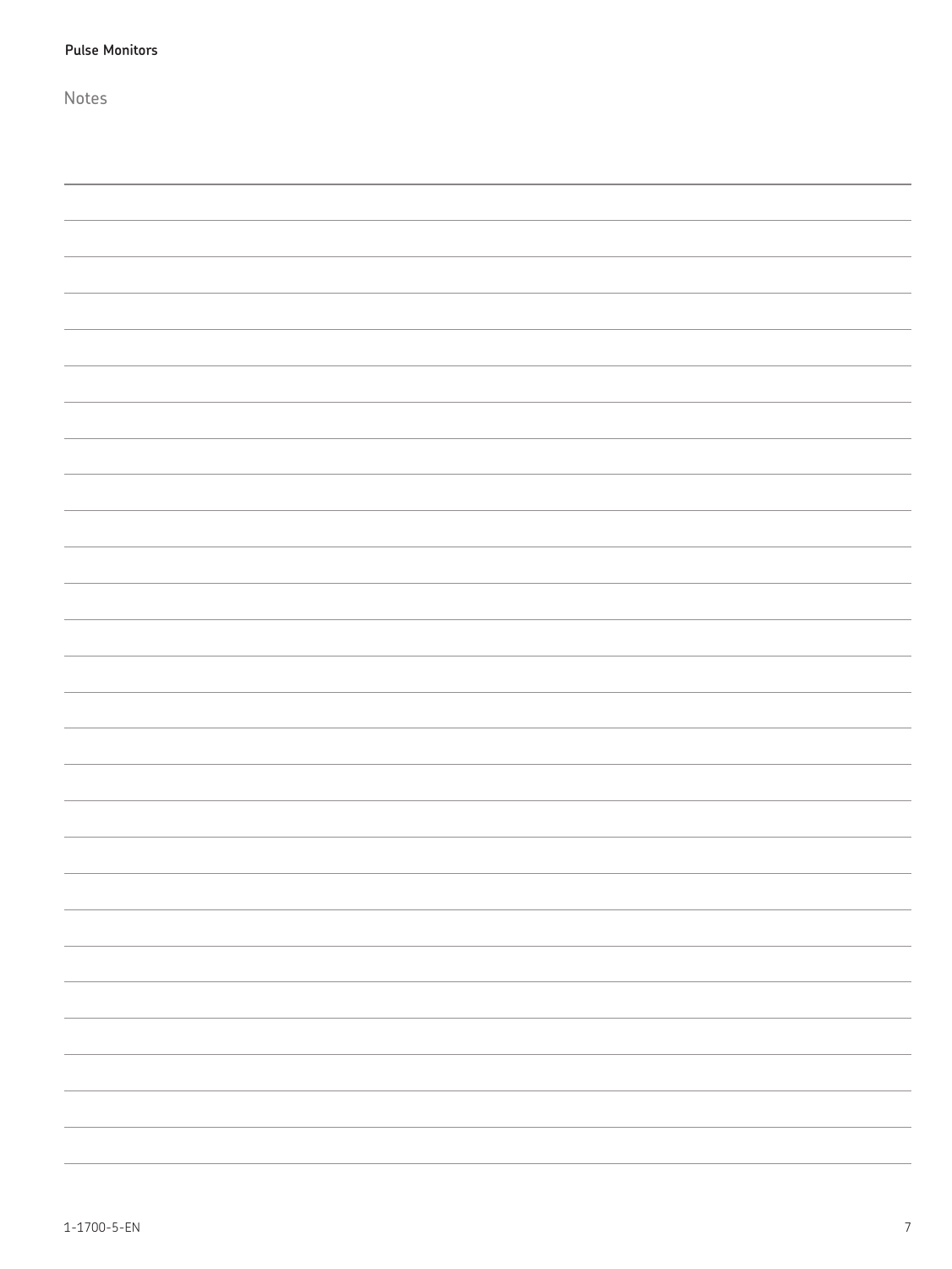Notes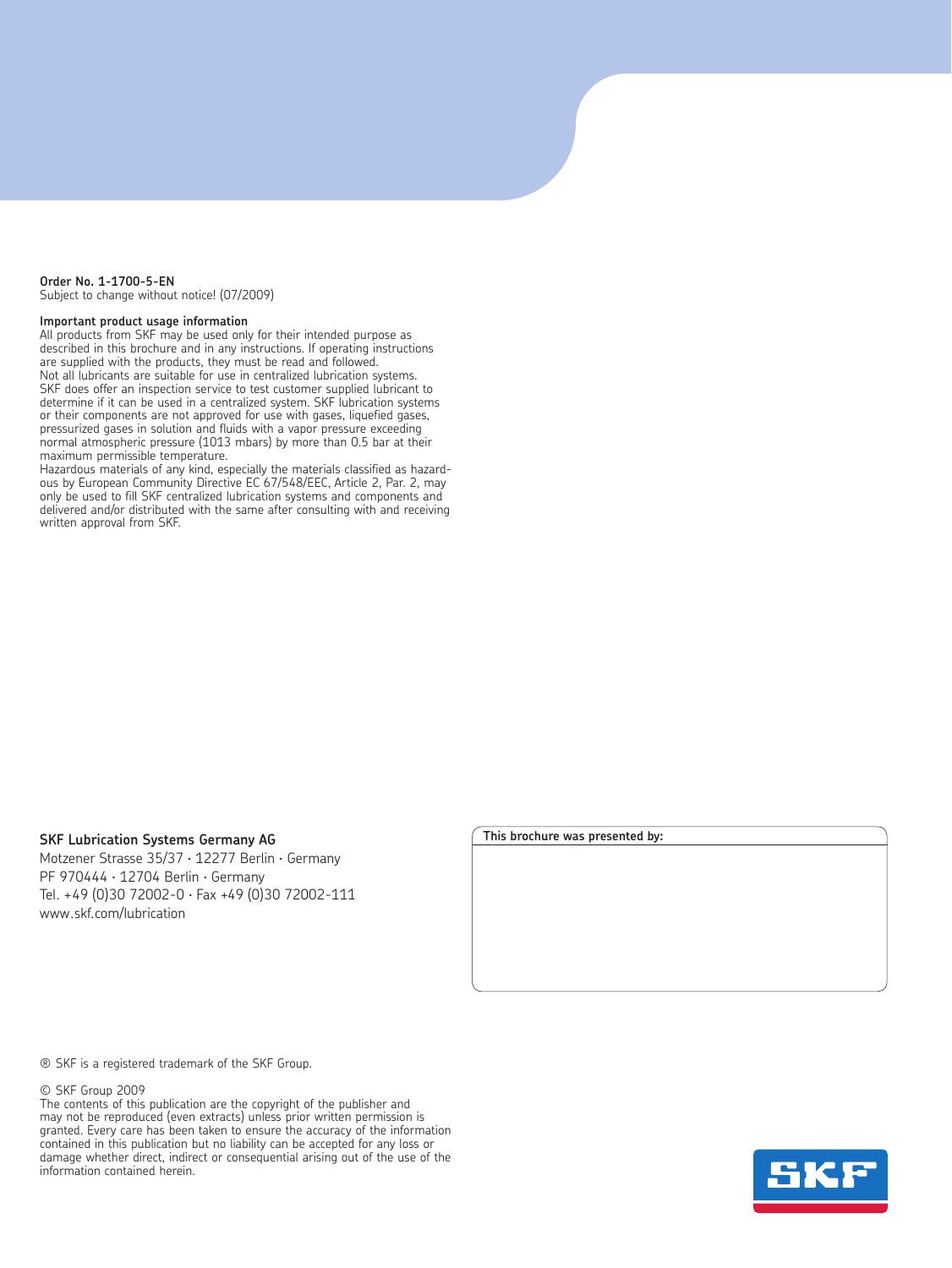**Order No. 1-1700-5-EN**
Subject to change without notice! (07/2009)

**Important product usage information**
All products from SKF may be used only for their intended purpose as described in this brochure and in any instructions. If operating instructions are supplied with the products, they must be read and followed.
Not all lubricants are suitable for use in centralized lubrication systems. SKF does offer an inspection service to test customer supplied lubricant to determine if it can be used in a centralized system. SKF lubrication systems or their components are not approved for use with gases, liquefied gases, pressurized gases in solution and fluids with a vapor pressure exceeding normal atmospheric pressure (1013 mbars) by more than 0.5 bar at their maximum permissible temperature.
Hazardous materials of any kind, especially the materials classified as hazardous by European Community Directive EC 67/548/EEC, Article 2, Par. 2, may only be used to fill SKF centralized lubrication systems and components and delivered and/or distributed with the same after consulting with and receiving written approval from SKF.

**SKF Lubrication Systems Germany AG**
Motzener Strasse 35/37 · 12277 Berlin · Germany
PF 970444 · 12704 Berlin · Germany
Tel. +49 (0)30 72002-0 · Fax +49 (0)30 72002-111
www.skf.com/lubrication

**This brochure was presented by:**

® SKF is a registered trademark of the SKF Group.

© SKF Group 2009
The contents of this publication are the copyright of the publisher and may not be reproduced (even extracts) unless prior written permission is granted. Every care has been taken to ensure the accuracy of the information contained in this publication but no liability can be accepted for any loss or damage whether direct, indirect or consequential arising out of the use of the information contained herein.

SKF